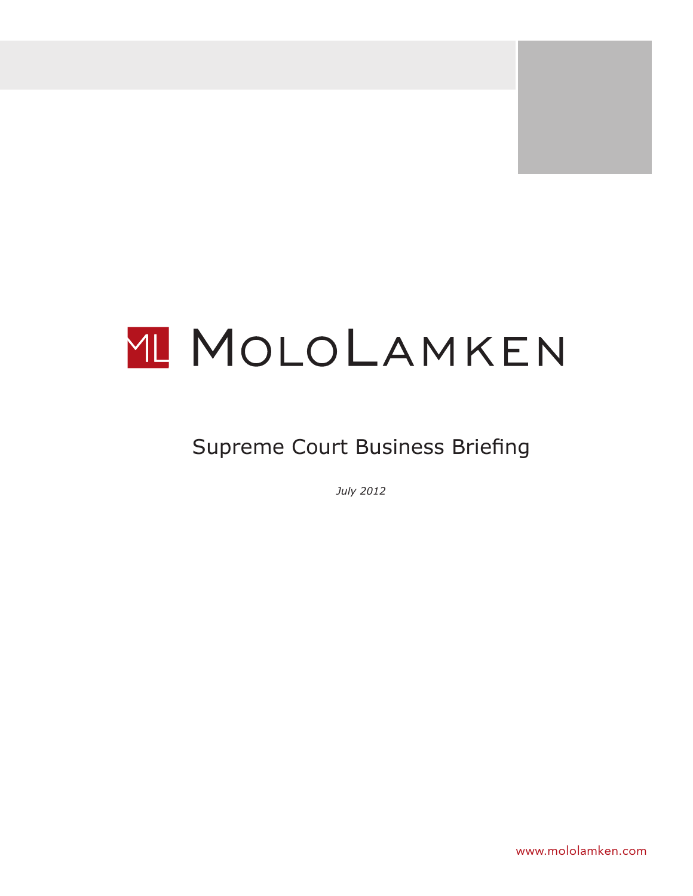# MoloLamken

## Supreme Court Business Briefing

*July 2012*

www.mololamken.com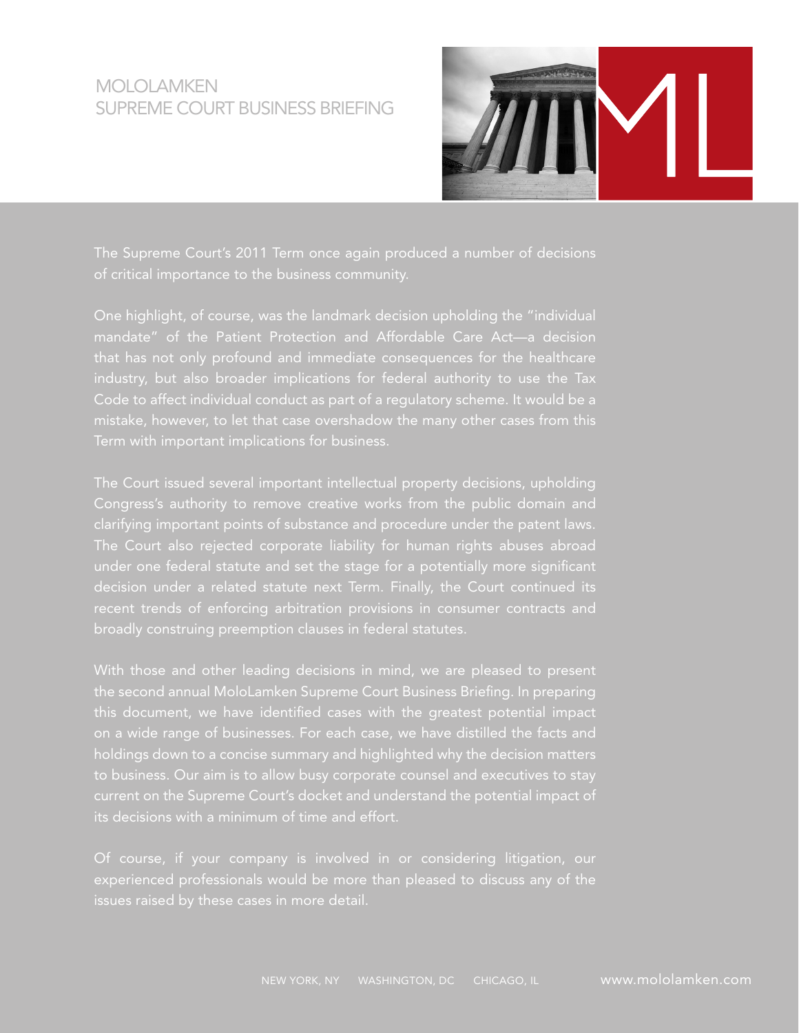# MOLOLAMKEN
## SUPREME COURT BUSINESS BRIEFING

The Supreme Court's 2011 Term once again produced a number of decisions of critical importance to the business community.

One highlight, of course, was the landmark decision upholding the "individual mandate" of the Patient Protection and Affordable Care Act—a decision that has not only profound and immediate consequences for the healthcare industry, but also broader implications for federal authority to use the Tax Code to affect individual conduct as part of a regulatory scheme. It would be a mistake, however, to let that case overshadow the many other cases from this Term with important implications for business.

The Court issued several important intellectual property decisions, upholding Congress's authority to remove creative works from the public domain and clarifying important points of substance and procedure under the patent laws. The Court also rejected corporate liability for human rights abuses abroad under one federal statute and set the stage for a potentially more significant decision under a related statute next Term. Finally, the Court continued its recent trends of enforcing arbitration provisions in consumer contracts and broadly construing preemption clauses in federal statutes.

With those and other leading decisions in mind, we are pleased to present the second annual MoloLamken Supreme Court Business Briefing. In preparing this document, we have identified cases with the greatest potential impact on a wide range of businesses. For each case, we have distilled the facts and holdings down to a concise summary and highlighted why the decision matters to business. Our aim is to allow busy corporate counsel and executives to stay current on the Supreme Court's docket and understand the potential impact of its decisions with a minimum of time and effort.

Of course, if your company is involved in or considering litigation, our experienced professionals would be more than pleased to discuss any of the issues raised by these cases in more detail.

NEW YORK, NY WASHINGTON, DC CHICAGO, IL www.mololamken.com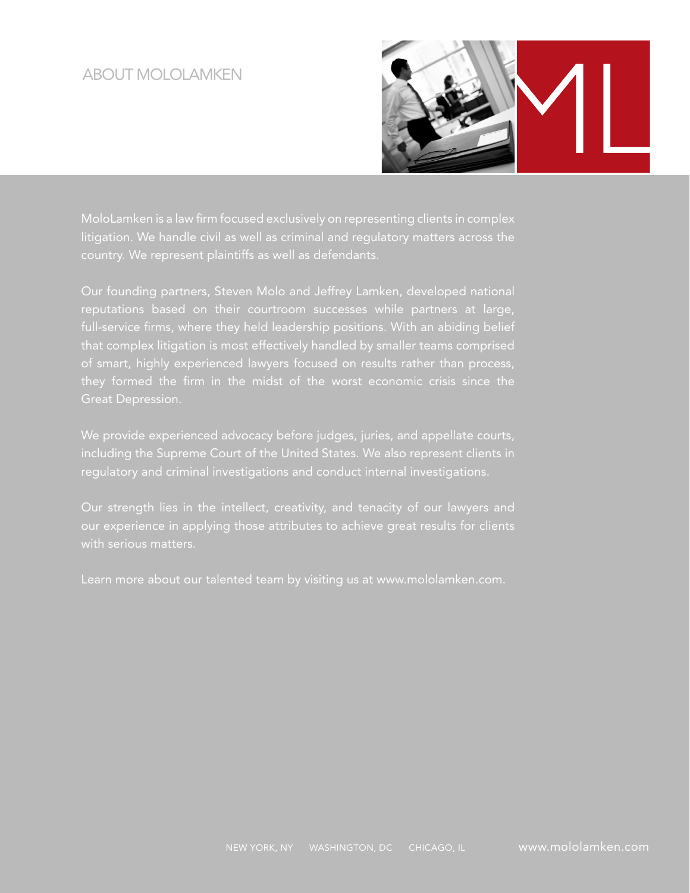# ABOUT MOLOLAMKEN

MoloLamken is a law firm focused exclusively on representing clients in complex litigation. We handle civil as well as criminal and regulatory matters across the country. We represent plaintiffs as well as defendants.

Our founding partners, Steven Molo and Jeffrey Lamken, developed national reputations based on their courtroom successes while partners at large, full-service firms, where they held leadership positions. With an abiding belief that complex litigation is most effectively handled by smaller teams comprised of smart, highly experienced lawyers focused on results rather than process, they formed the firm in the midst of the worst economic crisis since the Great Depression.

We provide experienced advocacy before judges, juries, and appellate courts, including the Supreme Court of the United States. We also represent clients in regulatory and criminal investigations and conduct internal investigations.

Our strength lies in the intellect, creativity, and tenacity of our lawyers and our experience in applying those attributes to achieve great results for clients with serious matters.

Learn more about our talented team by visiting us at www.mololamken.com.

NEW YORK, NY     WASHINGTON, DC     CHICAGO, IL     www.mololamken.com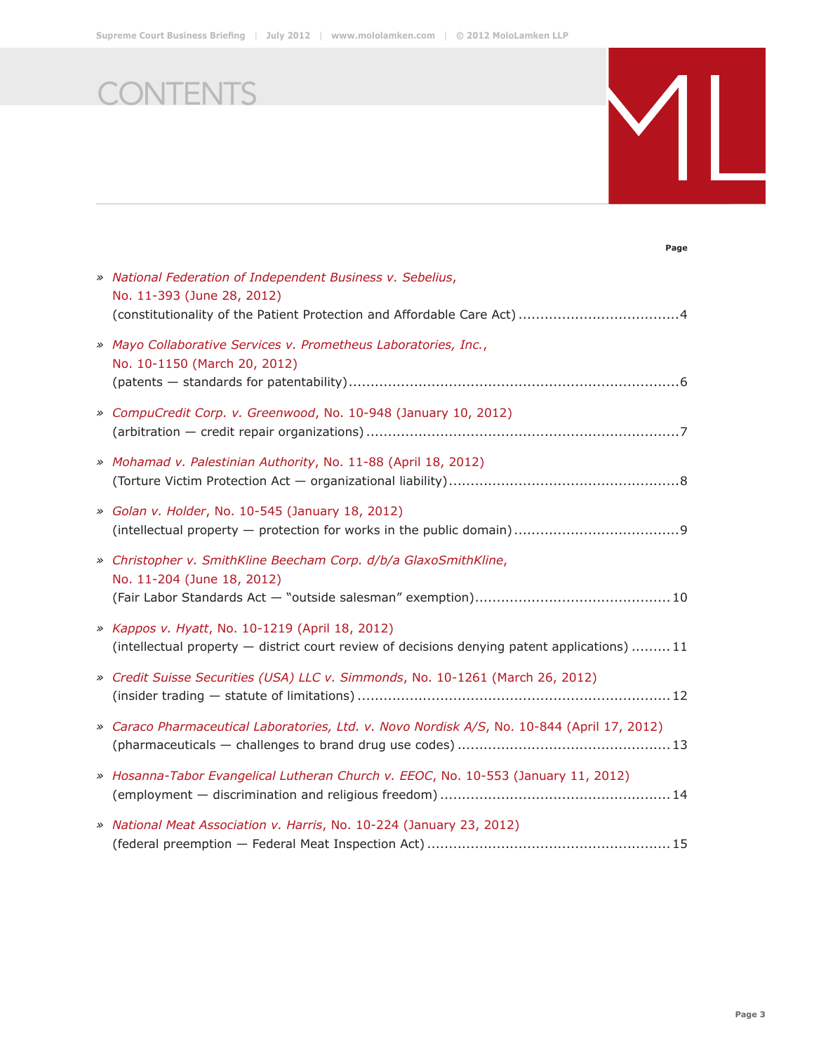# CONTENTS

**Page**

» *National Federation of Independent Business v. Sebelius*, No. 11-393 (June 28, 2012)
(constitutionality of the Patient Protection and Affordable Care Act) .................................... 4

» *Mayo Collaborative Services v. Prometheus Laboratories, Inc.*, No. 10-1150 (March 20, 2012)
(patents — standards for patentability) .......................................................................... 6

» *CompuCredit Corp. v. Greenwood*, No. 10-948 (January 10, 2012)
(arbitration — credit repair organizations) ........................................................................ 7

» *Mohamad v. Palestinian Authority*, No. 11-88 (April 18, 2012)
(Torture Victim Protection Act — organizational liability) .................................................... 8

» *Golan v. Holder*, No. 10-545 (January 18, 2012)
(intellectual property — protection for works in the public domain) ..................................... 9

» *Christopher v. SmithKline Beecham Corp. d/b/a GlaxoSmithKline*, No. 11-204 (June 18, 2012)
(Fair Labor Standards Act — "outside salesman" exemption) ............................................ 10

» *Kappos v. Hyatt*, No. 10-1219 (April 18, 2012)
(intellectual property — district court review of decisions denying patent applications) ......... 11

» *Credit Suisse Securities (USA) LLC v. Simmonds*, No. 10-1261 (March 26, 2012)
(insider trading — statute of limitations) ....................................................................... 12

» *Caraco Pharmaceutical Laboratories, Ltd. v. Novo Nordisk A/S*, No. 10-844 (April 17, 2012)
(pharmaceuticals — challenges to brand drug use codes) ................................................ 13

» *Hosanna-Tabor Evangelical Lutheran Church v. EEOC*, No. 10-553 (January 11, 2012)
(employment — discrimination and religious freedom) .................................................... 14

» *National Meat Association v. Harris*, No. 10-224 (January 23, 2012)
(federal preemption — Federal Meat Inspection Act) ....................................................... 15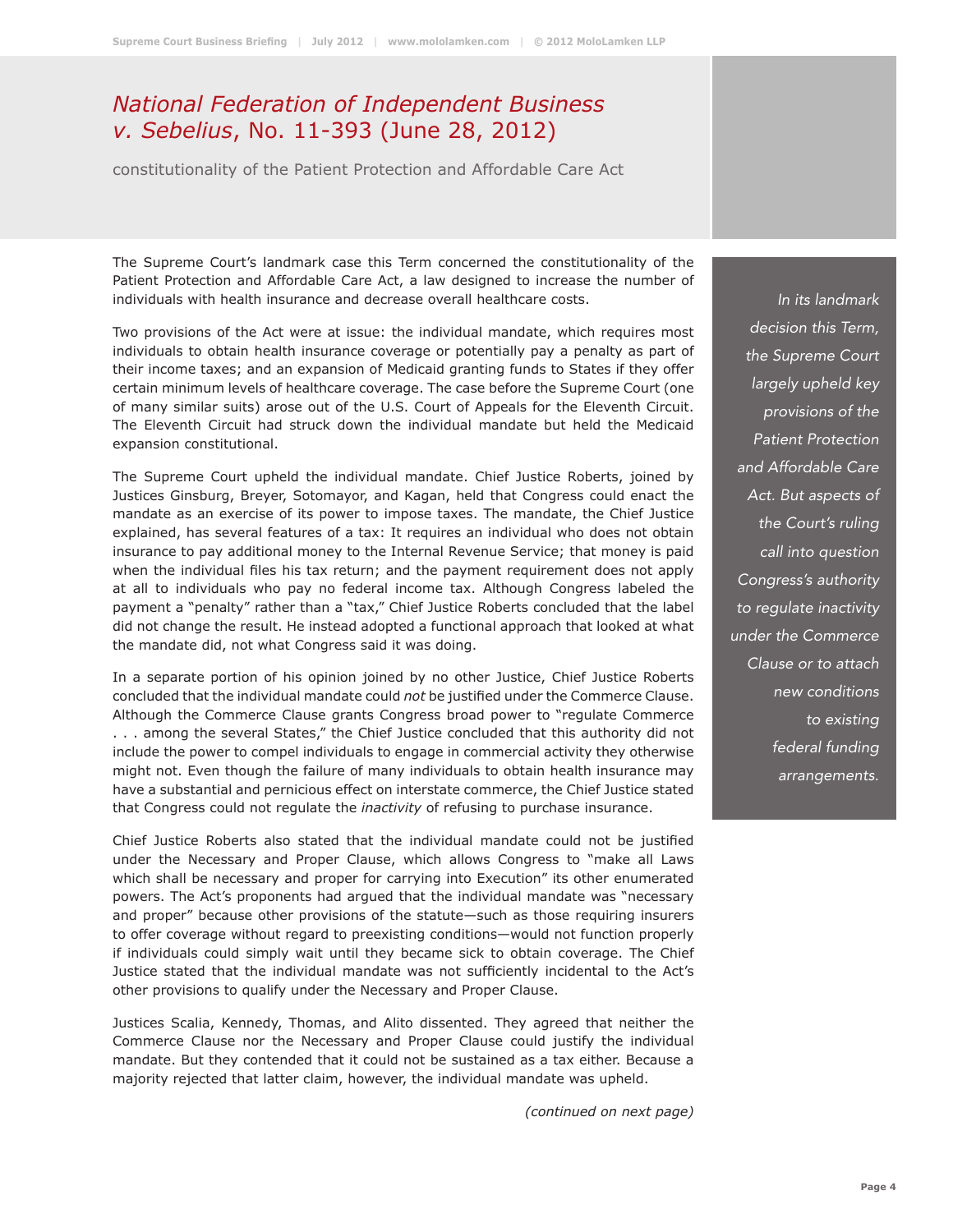# *National Federation of Independent Business v. Sebelius*, No. 11-393 (June 28, 2012)

constitutionality of the Patient Protection and Affordable Care Act

The Supreme Court's landmark case this Term concerned the constitutionality of the Patient Protection and Affordable Care Act, a law designed to increase the number of individuals with health insurance and decrease overall healthcare costs.

Two provisions of the Act were at issue: the individual mandate, which requires most individuals to obtain health insurance coverage or potentially pay a penalty as part of their income taxes; and an expansion of Medicaid granting funds to States if they offer certain minimum levels of healthcare coverage. The case before the Supreme Court (one of many similar suits) arose out of the U.S. Court of Appeals for the Eleventh Circuit. The Eleventh Circuit had struck down the individual mandate but held the Medicaid expansion constitutional.

The Supreme Court upheld the individual mandate. Chief Justice Roberts, joined by Justices Ginsburg, Breyer, Sotomayor, and Kagan, held that Congress could enact the mandate as an exercise of its power to impose taxes. The mandate, the Chief Justice explained, has several features of a tax: It requires an individual who does not obtain insurance to pay additional money to the Internal Revenue Service; that money is paid when the individual files his tax return; and the payment requirement does not apply at all to individuals who pay no federal income tax. Although Congress labeled the payment a "penalty" rather than a "tax," Chief Justice Roberts concluded that the label did not change the result. He instead adopted a functional approach that looked at what the mandate did, not what Congress said it was doing.

In a separate portion of his opinion joined by no other Justice, Chief Justice Roberts concluded that the individual mandate could *not* be justified under the Commerce Clause. Although the Commerce Clause grants Congress broad power to "regulate Commerce . . . among the several States," the Chief Justice concluded that this authority did not include the power to compel individuals to engage in commercial activity they otherwise might not. Even though the failure of many individuals to obtain health insurance may have a substantial and pernicious effect on interstate commerce, the Chief Justice stated that Congress could not regulate the *inactivity* of refusing to purchase insurance.

Chief Justice Roberts also stated that the individual mandate could not be justified under the Necessary and Proper Clause, which allows Congress to "make all Laws which shall be necessary and proper for carrying into Execution" its other enumerated powers. The Act's proponents had argued that the individual mandate was "necessary and proper" because other provisions of the statute—such as those requiring insurers to offer coverage without regard to preexisting conditions—would not function properly if individuals could simply wait until they became sick to obtain coverage. The Chief Justice stated that the individual mandate was not sufficiently incidental to the Act's other provisions to qualify under the Necessary and Proper Clause.

Justices Scalia, Kennedy, Thomas, and Alito dissented. They agreed that neither the Commerce Clause nor the Necessary and Proper Clause could justify the individual mandate. But they contended that it could not be sustained as a tax either. Because a majority rejected that latter claim, however, the individual mandate was upheld.

*(continued on next page)*

*In its landmark decision this Term, the Supreme Court largely upheld key provisions of the Patient Protection and Affordable Care Act. But aspects of the Court's ruling call into question Congress's authority to regulate inactivity under the Commerce Clause or to attach new conditions to existing federal funding arrangements.*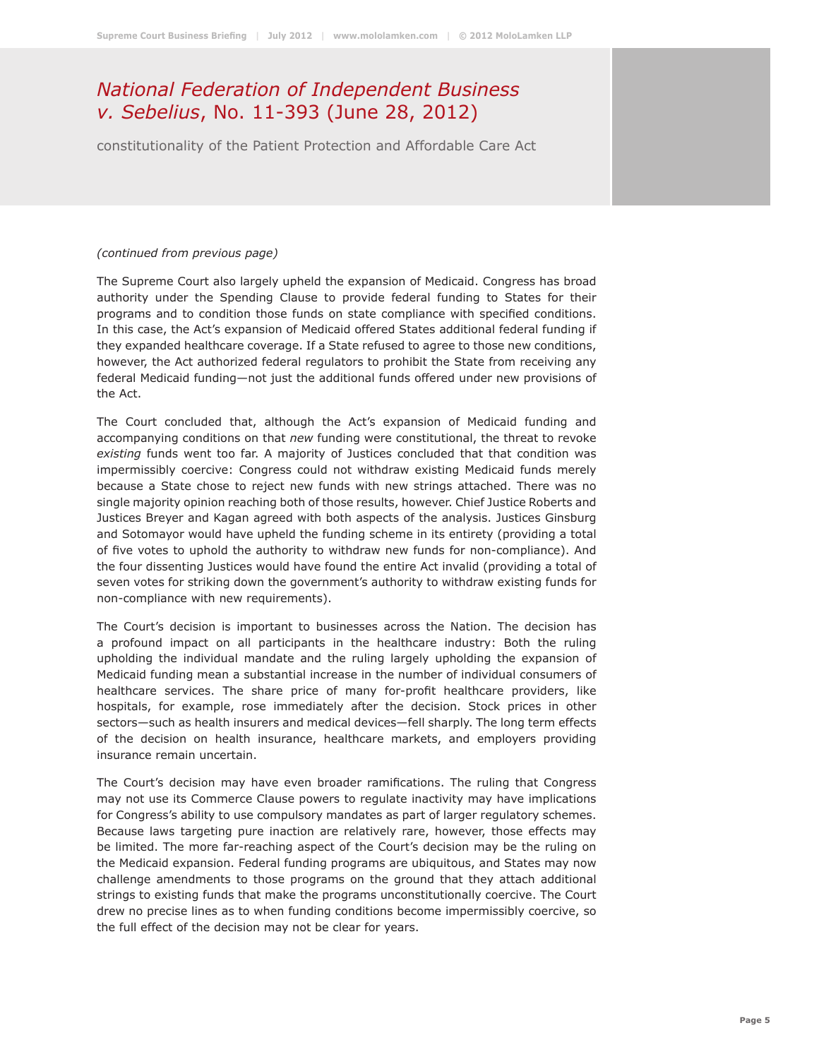# *National Federation of Independent Business v. Sebelius*, No. 11-393 (June 28, 2012)

constitutionality of the Patient Protection and Affordable Care Act

*(continued from previous page)*

The Supreme Court also largely upheld the expansion of Medicaid. Congress has broad authority under the Spending Clause to provide federal funding to States for their programs and to condition those funds on state compliance with specified conditions. In this case, the Act's expansion of Medicaid offered States additional federal funding if they expanded healthcare coverage. If a State refused to agree to those new conditions, however, the Act authorized federal regulators to prohibit the State from receiving any federal Medicaid funding—not just the additional funds offered under new provisions of the Act.

The Court concluded that, although the Act's expansion of Medicaid funding and accompanying conditions on that *new* funding were constitutional, the threat to revoke *existing* funds went too far. A majority of Justices concluded that that condition was impermissibly coercive: Congress could not withdraw existing Medicaid funds merely because a State chose to reject new funds with new strings attached. There was no single majority opinion reaching both of those results, however. Chief Justice Roberts and Justices Breyer and Kagan agreed with both aspects of the analysis. Justices Ginsburg and Sotomayor would have upheld the funding scheme in its entirety (providing a total of five votes to uphold the authority to withdraw new funds for non-compliance). And the four dissenting Justices would have found the entire Act invalid (providing a total of seven votes for striking down the government's authority to withdraw existing funds for non-compliance with new requirements).

The Court's decision is important to businesses across the Nation. The decision has a profound impact on all participants in the healthcare industry: Both the ruling upholding the individual mandate and the ruling largely upholding the expansion of Medicaid funding mean a substantial increase in the number of individual consumers of healthcare services. The share price of many for-profit healthcare providers, like hospitals, for example, rose immediately after the decision. Stock prices in other sectors—such as health insurers and medical devices—fell sharply. The long term effects of the decision on health insurance, healthcare markets, and employers providing insurance remain uncertain.

The Court's decision may have even broader ramifications. The ruling that Congress may not use its Commerce Clause powers to regulate inactivity may have implications for Congress's ability to use compulsory mandates as part of larger regulatory schemes. Because laws targeting pure inaction are relatively rare, however, those effects may be limited. The more far-reaching aspect of the Court's decision may be the ruling on the Medicaid expansion. Federal funding programs are ubiquitous, and States may now challenge amendments to those programs on the ground that they attach additional strings to existing funds that make the programs unconstitutionally coercive. The Court drew no precise lines as to when funding conditions become impermissibly coercive, so the full effect of the decision may not be clear for years.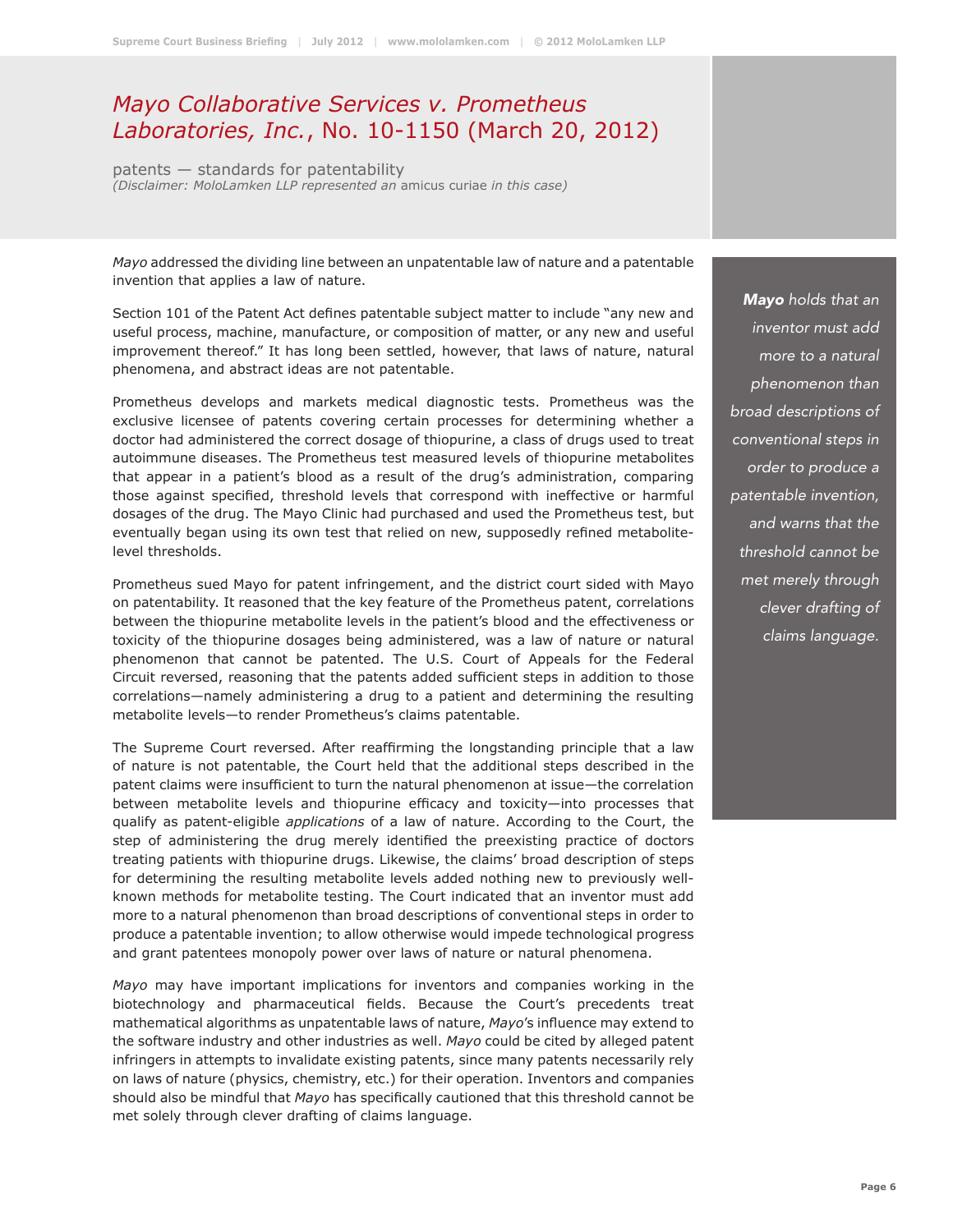# *Mayo Collaborative Services v. Prometheus Laboratories, Inc.*, No. 10-1150 (March 20, 2012)

patents — standards for patentability

*(Disclaimer: MoloLamken LLP represented an* amicus curiae *in this case)*

*Mayo* addressed the dividing line between an unpatentable law of nature and a patentable invention that applies a law of nature.

Section 101 of the Patent Act defines patentable subject matter to include "any new and useful process, machine, manufacture, or composition of matter, or any new and useful improvement thereof." It has long been settled, however, that laws of nature, natural phenomena, and abstract ideas are not patentable.

Prometheus develops and markets medical diagnostic tests. Prometheus was the exclusive licensee of patents covering certain processes for determining whether a doctor had administered the correct dosage of thiopurine, a class of drugs used to treat autoimmune diseases. The Prometheus test measured levels of thiopurine metabolites that appear in a patient's blood as a result of the drug's administration, comparing those against specified, threshold levels that correspond with ineffective or harmful dosages of the drug. The Mayo Clinic had purchased and used the Prometheus test, but eventually began using its own test that relied on new, supposedly refined metabolite-level thresholds.

Prometheus sued Mayo for patent infringement, and the district court sided with Mayo on patentability. It reasoned that the key feature of the Prometheus patent, correlations between the thiopurine metabolite levels in the patient's blood and the effectiveness or toxicity of the thiopurine dosages being administered, was a law of nature or natural phenomenon that cannot be patented. The U.S. Court of Appeals for the Federal Circuit reversed, reasoning that the patents added sufficient steps in addition to those correlations—namely administering a drug to a patient and determining the resulting metabolite levels—to render Prometheus's claims patentable.

The Supreme Court reversed. After reaffirming the longstanding principle that a law of nature is not patentable, the Court held that the additional steps described in the patent claims were insufficient to turn the natural phenomenon at issue—the correlation between metabolite levels and thiopurine efficacy and toxicity—into processes that qualify as patent-eligible *applications* of a law of nature. According to the Court, the step of administering the drug merely identified the preexisting practice of doctors treating patients with thiopurine drugs. Likewise, the claims' broad description of steps for determining the resulting metabolite levels added nothing new to previously well-known methods for metabolite testing. The Court indicated that an inventor must add more to a natural phenomenon than broad descriptions of conventional steps in order to produce a patentable invention; to allow otherwise would impede technological progress and grant patentees monopoly power over laws of nature or natural phenomena.

*Mayo* may have important implications for inventors and companies working in the biotechnology and pharmaceutical fields. Because the Court's precedents treat mathematical algorithms as unpatentable laws of nature, *Mayo*'s influence may extend to the software industry and other industries as well. *Mayo* could be cited by alleged patent infringers in attempts to invalidate existing patents, since many patents necessarily rely on laws of nature (physics, chemistry, etc.) for their operation. Inventors and companies should also be mindful that *Mayo* has specifically cautioned that this threshold cannot be met solely through clever drafting of claims language.

> ***Mayo** holds that an inventor must add more to a natural phenomenon than broad descriptions of conventional steps in order to produce a patentable invention, and warns that the threshold cannot be met merely through clever drafting of claims language.*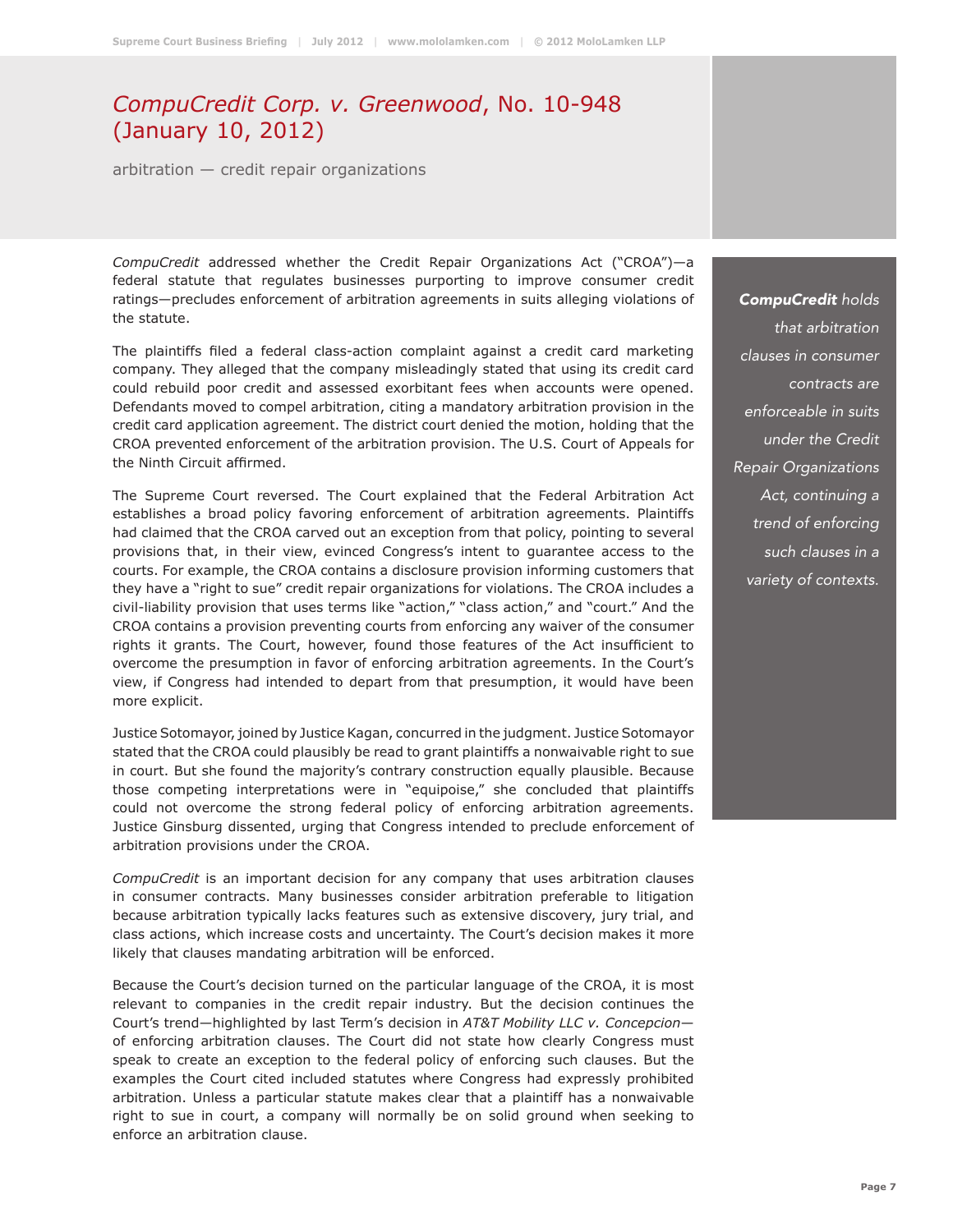# *CompuCredit Corp. v. Greenwood*, No. 10-948 (January 10, 2012)

arbitration — credit repair organizations

*CompuCredit* addressed whether the Credit Repair Organizations Act ("CROA")—a federal statute that regulates businesses purporting to improve consumer credit ratings—precludes enforcement of arbitration agreements in suits alleging violations of the statute.

The plaintiffs filed a federal class-action complaint against a credit card marketing company. They alleged that the company misleadingly stated that using its credit card could rebuild poor credit and assessed exorbitant fees when accounts were opened. Defendants moved to compel arbitration, citing a mandatory arbitration provision in the credit card application agreement. The district court denied the motion, holding that the CROA prevented enforcement of the arbitration provision. The U.S. Court of Appeals for the Ninth Circuit affirmed.

The Supreme Court reversed. The Court explained that the Federal Arbitration Act establishes a broad policy favoring enforcement of arbitration agreements. Plaintiffs had claimed that the CROA carved out an exception from that policy, pointing to several provisions that, in their view, evinced Congress's intent to guarantee access to the courts. For example, the CROA contains a disclosure provision informing customers that they have a "right to sue" credit repair organizations for violations. The CROA includes a civil-liability provision that uses terms like "action," "class action," and "court." And the CROA contains a provision preventing courts from enforcing any waiver of the consumer rights it grants. The Court, however, found those features of the Act insufficient to overcome the presumption in favor of enforcing arbitration agreements. In the Court's view, if Congress had intended to depart from that presumption, it would have been more explicit.

Justice Sotomayor, joined by Justice Kagan, concurred in the judgment. Justice Sotomayor stated that the CROA could plausibly be read to grant plaintiffs a nonwaivable right to sue in court. But she found the majority's contrary construction equally plausible. Because those competing interpretations were in "equipoise," she concluded that plaintiffs could not overcome the strong federal policy of enforcing arbitration agreements. Justice Ginsburg dissented, urging that Congress intended to preclude enforcement of arbitration provisions under the CROA.

*CompuCredit* is an important decision for any company that uses arbitration clauses in consumer contracts. Many businesses consider arbitration preferable to litigation because arbitration typically lacks features such as extensive discovery, jury trial, and class actions, which increase costs and uncertainty. The Court's decision makes it more likely that clauses mandating arbitration will be enforced.

Because the Court's decision turned on the particular language of the CROA, it is most relevant to companies in the credit repair industry. But the decision continues the Court's trend—highlighted by last Term's decision in *AT&T Mobility LLC v. Concepcion*—of enforcing arbitration clauses. The Court did not state how clearly Congress must speak to create an exception to the federal policy of enforcing such clauses. But the examples the Court cited included statutes where Congress had expressly prohibited arbitration. Unless a particular statute makes clear that a plaintiff has a nonwaivable right to sue in court, a company will normally be on solid ground when seeking to enforce an arbitration clause.

> ***CompuCredit*** *holds that arbitration clauses in consumer contracts are enforceable in suits under the Credit Repair Organizations Act, continuing a trend of enforcing such clauses in a variety of contexts.*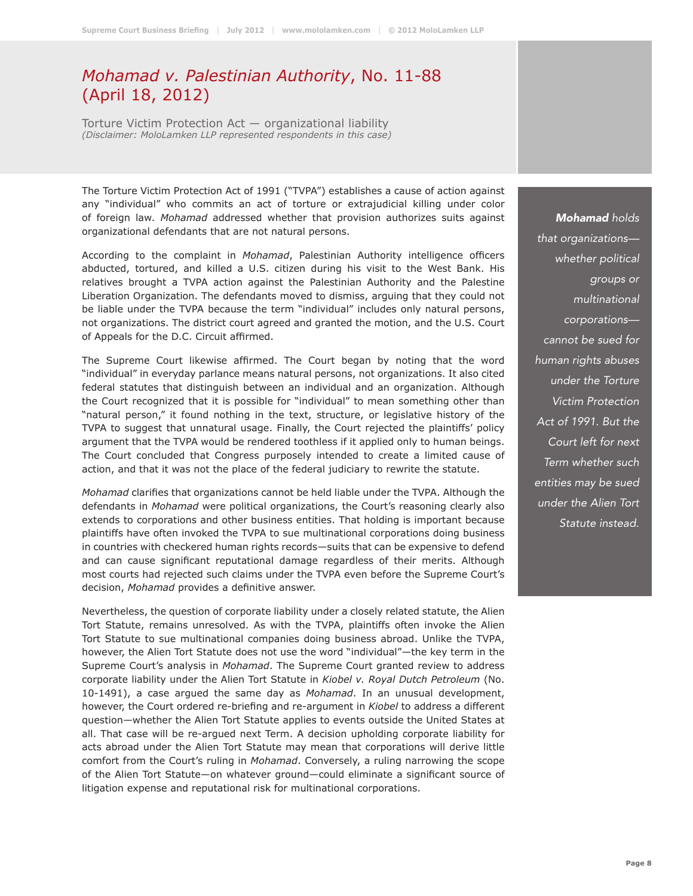# *Mohamad v. Palestinian Authority*, No. 11-88 (April 18, 2012)

Torture Victim Protection Act — organizational liability
*(Disclaimer: MoloLamken LLP represented respondents in this case)*

The Torture Victim Protection Act of 1991 ("TVPA") establishes a cause of action against any "individual" who commits an act of torture or extrajudicial killing under color of foreign law. *Mohamad* addressed whether that provision authorizes suits against organizational defendants that are not natural persons.

According to the complaint in *Mohamad*, Palestinian Authority intelligence officers abducted, tortured, and killed a U.S. citizen during his visit to the West Bank. His relatives brought a TVPA action against the Palestinian Authority and the Palestine Liberation Organization. The defendants moved to dismiss, arguing that they could not be liable under the TVPA because the term "individual" includes only natural persons, not organizations. The district court agreed and granted the motion, and the U.S. Court of Appeals for the D.C. Circuit affirmed.

The Supreme Court likewise affirmed. The Court began by noting that the word "individual" in everyday parlance means natural persons, not organizations. It also cited federal statutes that distinguish between an individual and an organization. Although the Court recognized that it is possible for "individual" to mean something other than "natural person," it found nothing in the text, structure, or legislative history of the TVPA to suggest that unnatural usage. Finally, the Court rejected the plaintiffs' policy argument that the TVPA would be rendered toothless if it applied only to human beings. The Court concluded that Congress purposely intended to create a limited cause of action, and that it was not the place of the federal judiciary to rewrite the statute.

*Mohamad* clarifies that organizations cannot be held liable under the TVPA. Although the defendants in *Mohamad* were political organizations, the Court's reasoning clearly also extends to corporations and other business entities. That holding is important because plaintiffs have often invoked the TVPA to sue multinational corporations doing business in countries with checkered human rights records—suits that can be expensive to defend and can cause significant reputational damage regardless of their merits. Although most courts had rejected such claims under the TVPA even before the Supreme Court's decision, *Mohamad* provides a definitive answer.

Nevertheless, the question of corporate liability under a closely related statute, the Alien Tort Statute, remains unresolved. As with the TVPA, plaintiffs often invoke the Alien Tort Statute to sue multinational companies doing business abroad. Unlike the TVPA, however, the Alien Tort Statute does not use the word "individual"—the key term in the Supreme Court's analysis in *Mohamad*. The Supreme Court granted review to address corporate liability under the Alien Tort Statute in *Kiobel v. Royal Dutch Petroleum* (No. 10-1491), a case argued the same day as *Mohamad*. In an unusual development, however, the Court ordered re-briefing and re-argument in *Kiobel* to address a different question—whether the Alien Tort Statute applies to events outside the United States at all. That case will be re-argued next Term. A decision upholding corporate liability for acts abroad under the Alien Tort Statute may mean that corporations will derive little comfort from the Court's ruling in *Mohamad*. Conversely, a ruling narrowing the scope of the Alien Tort Statute—on whatever ground—could eliminate a significant source of litigation expense and reputational risk for multinational corporations.

> ***Mohamad*** *holds that organizations—whether political groups or multinational corporations—cannot be sued for human rights abuses under the Torture Victim Protection Act of 1991. But the Court left for next Term whether such entities may be sued under the Alien Tort Statute instead.*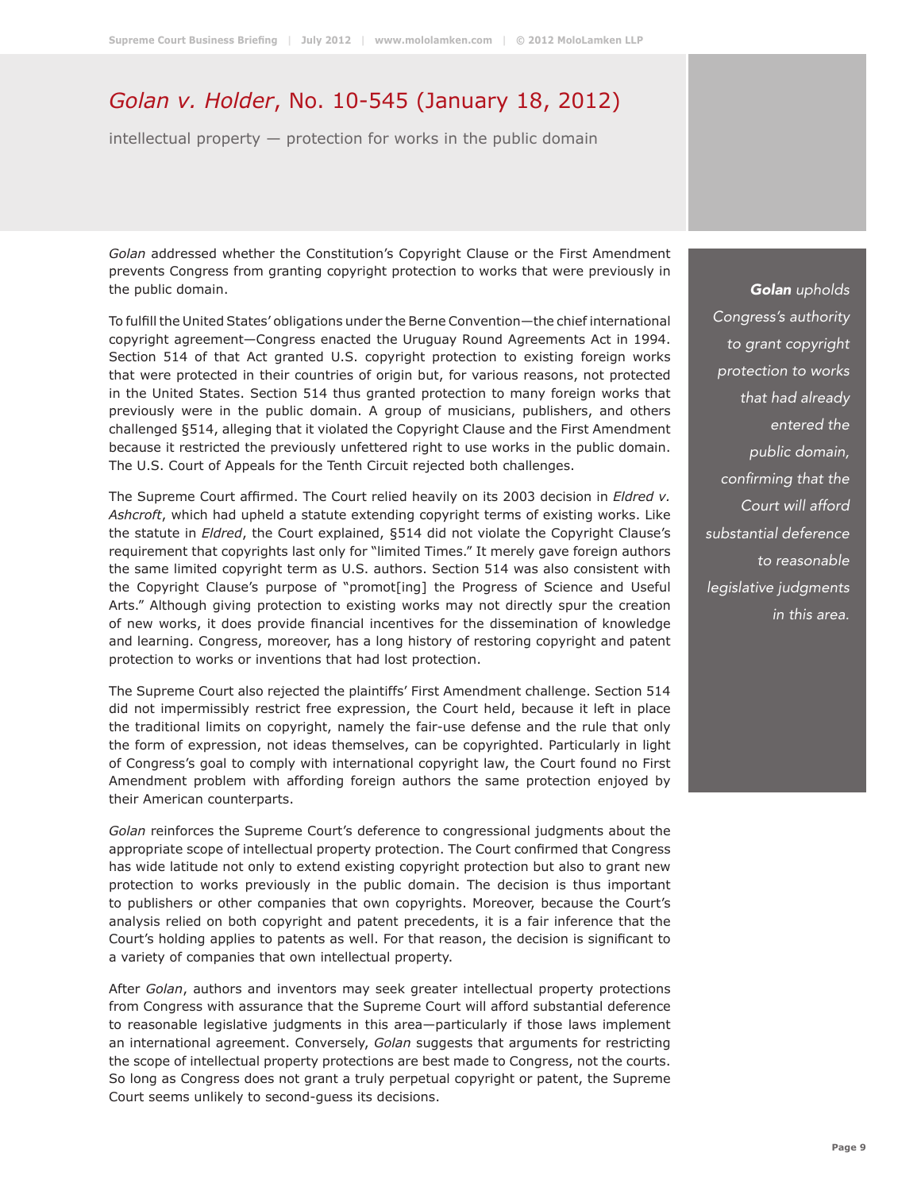# *Golan v. Holder*, No. 10-545 (January 18, 2012)

intellectual property — protection for works in the public domain

*Golan* addressed whether the Constitution's Copyright Clause or the First Amendment prevents Congress from granting copyright protection to works that were previously in the public domain.

To fulfill the United States' obligations under the Berne Convention—the chief international copyright agreement—Congress enacted the Uruguay Round Agreements Act in 1994. Section 514 of that Act granted U.S. copyright protection to existing foreign works that were protected in their countries of origin but, for various reasons, not protected in the United States. Section 514 thus granted protection to many foreign works that previously were in the public domain. A group of musicians, publishers, and others challenged §514, alleging that it violated the Copyright Clause and the First Amendment because it restricted the previously unfettered right to use works in the public domain. The U.S. Court of Appeals for the Tenth Circuit rejected both challenges.

The Supreme Court affirmed. The Court relied heavily on its 2003 decision in *Eldred v. Ashcroft*, which had upheld a statute extending copyright terms of existing works. Like the statute in *Eldred*, the Court explained, §514 did not violate the Copyright Clause's requirement that copyrights last only for "limited Times." It merely gave foreign authors the same limited copyright term as U.S. authors. Section 514 was also consistent with the Copyright Clause's purpose of "promot[ing] the Progress of Science and Useful Arts." Although giving protection to existing works may not directly spur the creation of new works, it does provide financial incentives for the dissemination of knowledge and learning. Congress, moreover, has a long history of restoring copyright and patent protection to works or inventions that had lost protection.

The Supreme Court also rejected the plaintiffs' First Amendment challenge. Section 514 did not impermissibly restrict free expression, the Court held, because it left in place the traditional limits on copyright, namely the fair-use defense and the rule that only the form of expression, not ideas themselves, can be copyrighted. Particularly in light of Congress's goal to comply with international copyright law, the Court found no First Amendment problem with affording foreign authors the same protection enjoyed by their American counterparts.

*Golan* reinforces the Supreme Court's deference to congressional judgments about the appropriate scope of intellectual property protection. The Court confirmed that Congress has wide latitude not only to extend existing copyright protection but also to grant new protection to works previously in the public domain. The decision is thus important to publishers or other companies that own copyrights. Moreover, because the Court's analysis relied on both copyright and patent precedents, it is a fair inference that the Court's holding applies to patents as well. For that reason, the decision is significant to a variety of companies that own intellectual property.

After *Golan*, authors and inventors may seek greater intellectual property protections from Congress with assurance that the Supreme Court will afford substantial deference to reasonable legislative judgments in this area—particularly if those laws implement an international agreement. Conversely, *Golan* suggests that arguments for restricting the scope of intellectual property protections are best made to Congress, not the courts. So long as Congress does not grant a truly perpetual copyright or patent, the Supreme Court seems unlikely to second-guess its decisions.

> ***Golan*** *upholds Congress's authority to grant copyright protection to works that had already entered the public domain, confirming that the Court will afford substantial deference to reasonable legislative judgments in this area.*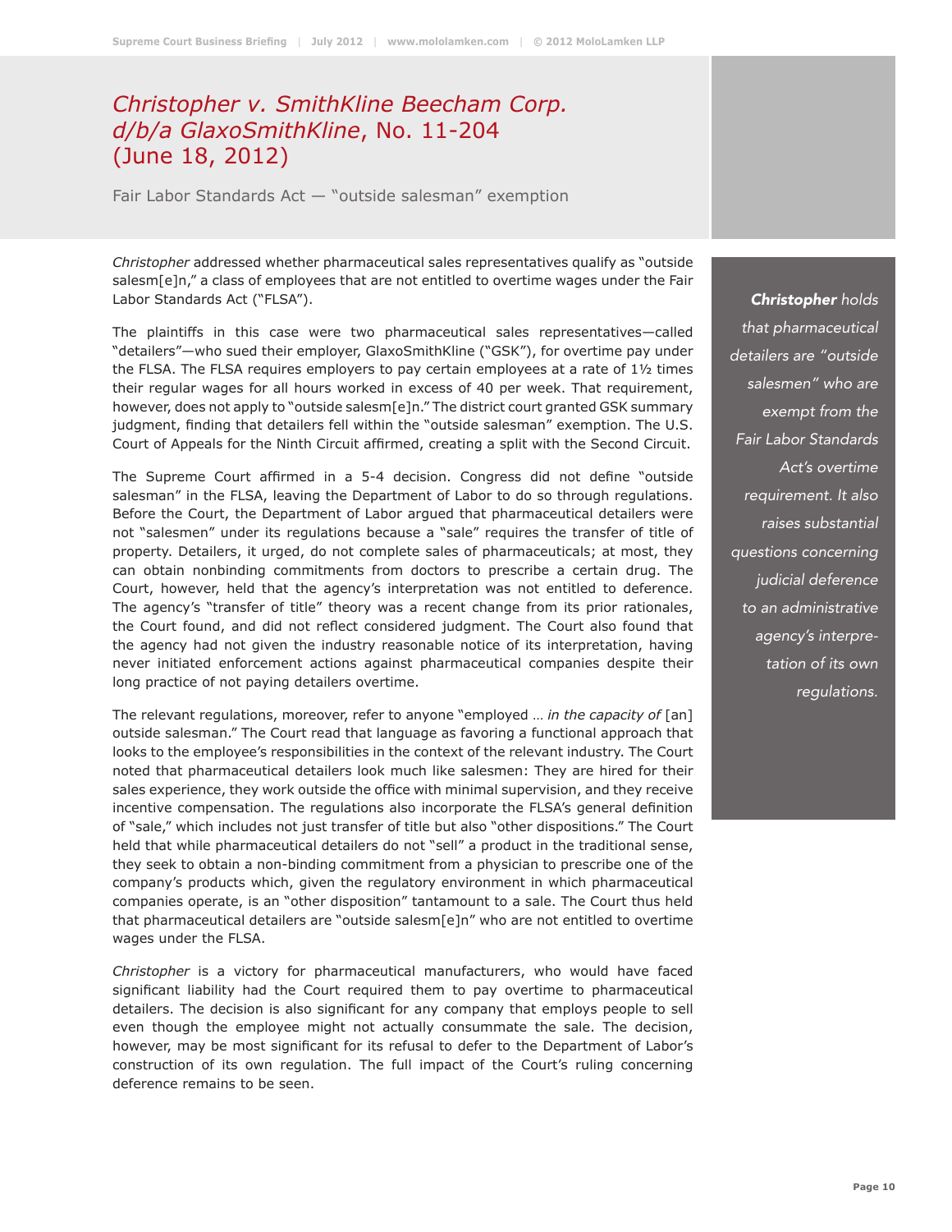# *Christopher v. SmithKline Beecham Corp. d/b/a GlaxoSmithKline*, No. 11-204 (June 18, 2012)

Fair Labor Standards Act — "outside salesman" exemption

*Christopher* addressed whether pharmaceutical sales representatives qualify as "outside salesm[e]n," a class of employees that are not entitled to overtime wages under the Fair Labor Standards Act ("FLSA").

The plaintiffs in this case were two pharmaceutical sales representatives—called "detailers"—who sued their employer, GlaxoSmithKline ("GSK"), for overtime pay under the FLSA. The FLSA requires employers to pay certain employees at a rate of 1½ times their regular wages for all hours worked in excess of 40 per week. That requirement, however, does not apply to "outside salesm[e]n." The district court granted GSK summary judgment, finding that detailers fell within the "outside salesman" exemption. The U.S. Court of Appeals for the Ninth Circuit affirmed, creating a split with the Second Circuit.

The Supreme Court affirmed in a 5-4 decision. Congress did not define "outside salesman" in the FLSA, leaving the Department of Labor to do so through regulations. Before the Court, the Department of Labor argued that pharmaceutical detailers were not "salesmen" under its regulations because a "sale" requires the transfer of title of property. Detailers, it urged, do not complete sales of pharmaceuticals; at most, they can obtain nonbinding commitments from doctors to prescribe a certain drug. The Court, however, held that the agency's interpretation was not entitled to deference. The agency's "transfer of title" theory was a recent change from its prior rationales, the Court found, and did not reflect considered judgment. The Court also found that the agency had not given the industry reasonable notice of its interpretation, having never initiated enforcement actions against pharmaceutical companies despite their long practice of not paying detailers overtime.

The relevant regulations, moreover, refer to anyone "employed … *in the capacity of* [an] outside salesman." The Court read that language as favoring a functional approach that looks to the employee's responsibilities in the context of the relevant industry. The Court noted that pharmaceutical detailers look much like salesmen: They are hired for their sales experience, they work outside the office with minimal supervision, and they receive incentive compensation. The regulations also incorporate the FLSA's general definition of "sale," which includes not just transfer of title but also "other dispositions." The Court held that while pharmaceutical detailers do not "sell" a product in the traditional sense, they seek to obtain a non-binding commitment from a physician to prescribe one of the company's products which, given the regulatory environment in which pharmaceutical companies operate, is an "other disposition" tantamount to a sale. The Court thus held that pharmaceutical detailers are "outside salesm[e]n" who are not entitled to overtime wages under the FLSA.

*Christopher* is a victory for pharmaceutical manufacturers, who would have faced significant liability had the Court required them to pay overtime to pharmaceutical detailers. The decision is also significant for any company that employs people to sell even though the employee might not actually consummate the sale. The decision, however, may be most significant for its refusal to defer to the Department of Labor's construction of its own regulation. The full impact of the Court's ruling concerning deference remains to be seen.

*__Christopher__ holds that pharmaceutical detailers are "outside salesmen" who are exempt from the Fair Labor Standards Act's overtime requirement. It also raises substantial questions concerning judicial deference to an administrative agency's interpretation of its own regulations.*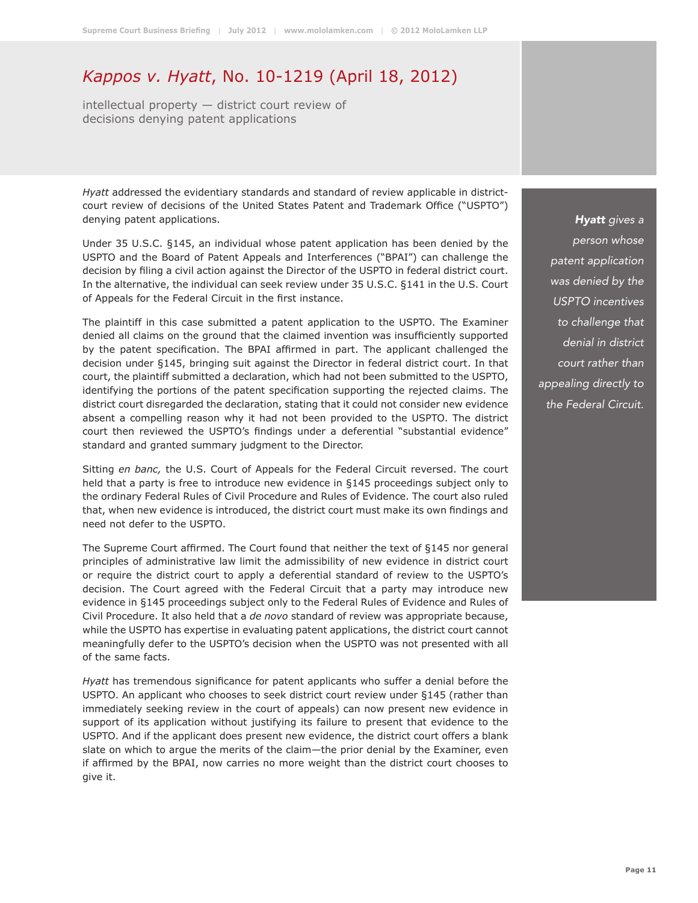# *Kappos v. Hyatt*, No. 10-1219 (April 18, 2012)

intellectual property — district court review of decisions denying patent applications

*Hyatt* addressed the evidentiary standards and standard of review applicable in district-court review of decisions of the United States Patent and Trademark Office ("USPTO") denying patent applications.

Under 35 U.S.C. §145, an individual whose patent application has been denied by the USPTO and the Board of Patent Appeals and Interferences ("BPAI") can challenge the decision by filing a civil action against the Director of the USPTO in federal district court. In the alternative, the individual can seek review under 35 U.S.C. §141 in the U.S. Court of Appeals for the Federal Circuit in the first instance.

The plaintiff in this case submitted a patent application to the USPTO. The Examiner denied all claims on the ground that the claimed invention was insufficiently supported by the patent specification. The BPAI affirmed in part. The applicant challenged the decision under §145, bringing suit against the Director in federal district court. In that court, the plaintiff submitted a declaration, which had not been submitted to the USPTO, identifying the portions of the patent specification supporting the rejected claims. The district court disregarded the declaration, stating that it could not consider new evidence absent a compelling reason why it had not been provided to the USPTO. The district court then reviewed the USPTO's findings under a deferential "substantial evidence" standard and granted summary judgment to the Director.

Sitting *en banc,* the U.S. Court of Appeals for the Federal Circuit reversed. The court held that a party is free to introduce new evidence in §145 proceedings subject only to the ordinary Federal Rules of Civil Procedure and Rules of Evidence. The court also ruled that, when new evidence is introduced, the district court must make its own findings and need not defer to the USPTO.

The Supreme Court affirmed. The Court found that neither the text of §145 nor general principles of administrative law limit the admissibility of new evidence in district court or require the district court to apply a deferential standard of review to the USPTO's decision. The Court agreed with the Federal Circuit that a party may introduce new evidence in §145 proceedings subject only to the Federal Rules of Evidence and Rules of Civil Procedure. It also held that a *de novo* standard of review was appropriate because, while the USPTO has expertise in evaluating patent applications, the district court cannot meaningfully defer to the USPTO's decision when the USPTO was not presented with all of the same facts.

*Hyatt* has tremendous significance for patent applicants who suffer a denial before the USPTO. An applicant who chooses to seek district court review under §145 (rather than immediately seeking review in the court of appeals) can now present new evidence in support of its application without justifying its failure to present that evidence to the USPTO. And if the applicant does present new evidence, the district court offers a blank slate on which to argue the merits of the claim—the prior denial by the Examiner, even if affirmed by the BPAI, now carries no more weight than the district court chooses to give it.

> ***Hyatt** gives a person whose patent application was denied by the USPTO incentives to challenge that denial in district court rather than appealing directly to the Federal Circuit.*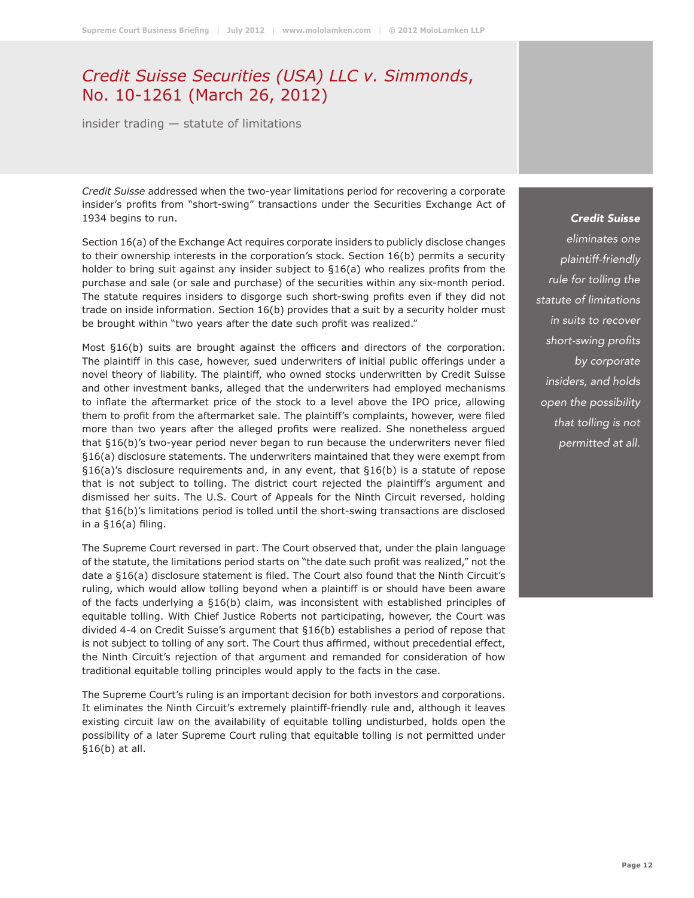# *Credit Suisse Securities (USA) LLC v. Simmonds*, No. 10-1261 (March 26, 2012)

insider trading — statute of limitations

*Credit Suisse* addressed when the two-year limitations period for recovering a corporate insider's profits from "short-swing" transactions under the Securities Exchange Act of 1934 begins to run.

Section 16(a) of the Exchange Act requires corporate insiders to publicly disclose changes to their ownership interests in the corporation's stock. Section 16(b) permits a security holder to bring suit against any insider subject to §16(a) who realizes profits from the purchase and sale (or sale and purchase) of the securities within any six-month period. The statute requires insiders to disgorge such short-swing profits even if they did not trade on inside information. Section 16(b) provides that a suit by a security holder must be brought within "two years after the date such profit was realized."

Most §16(b) suits are brought against the officers and directors of the corporation. The plaintiff in this case, however, sued underwriters of initial public offerings under a novel theory of liability. The plaintiff, who owned stocks underwritten by Credit Suisse and other investment banks, alleged that the underwriters had employed mechanisms to inflate the aftermarket price of the stock to a level above the IPO price, allowing them to profit from the aftermarket sale. The plaintiff's complaints, however, were filed more than two years after the alleged profits were realized. She nonetheless argued that §16(b)'s two-year period never began to run because the underwriters never filed §16(a) disclosure statements. The underwriters maintained that they were exempt from §16(a)'s disclosure requirements and, in any event, that §16(b) is a statute of repose that is not subject to tolling. The district court rejected the plaintiff's argument and dismissed her suits. The U.S. Court of Appeals for the Ninth Circuit reversed, holding that §16(b)'s limitations period is tolled until the short-swing transactions are disclosed in a §16(a) filing.

The Supreme Court reversed in part. The Court observed that, under the plain language of the statute, the limitations period starts on "the date such profit was realized," not the date a §16(a) disclosure statement is filed. The Court also found that the Ninth Circuit's ruling, which would allow tolling beyond when a plaintiff is or should have been aware of the facts underlying a §16(b) claim, was inconsistent with established principles of equitable tolling. With Chief Justice Roberts not participating, however, the Court was divided 4-4 on Credit Suisse's argument that §16(b) establishes a period of repose that is not subject to tolling of any sort. The Court thus affirmed, without precedential effect, the Ninth Circuit's rejection of that argument and remanded for consideration of how traditional equitable tolling principles would apply to the facts in the case.

The Supreme Court's ruling is an important decision for both investors and corporations. It eliminates the Ninth Circuit's extremely plaintiff-friendly rule and, although it leaves existing circuit law on the availability of equitable tolling undisturbed, holds open the possibility of a later Supreme Court ruling that equitable tolling is not permitted under §16(b) at all.

> ***Credit Suisse*** *eliminates one plaintiff-friendly rule for tolling the statute of limitations in suits to recover short-swing profits by corporate insiders, and holds open the possibility that tolling is not permitted at all.*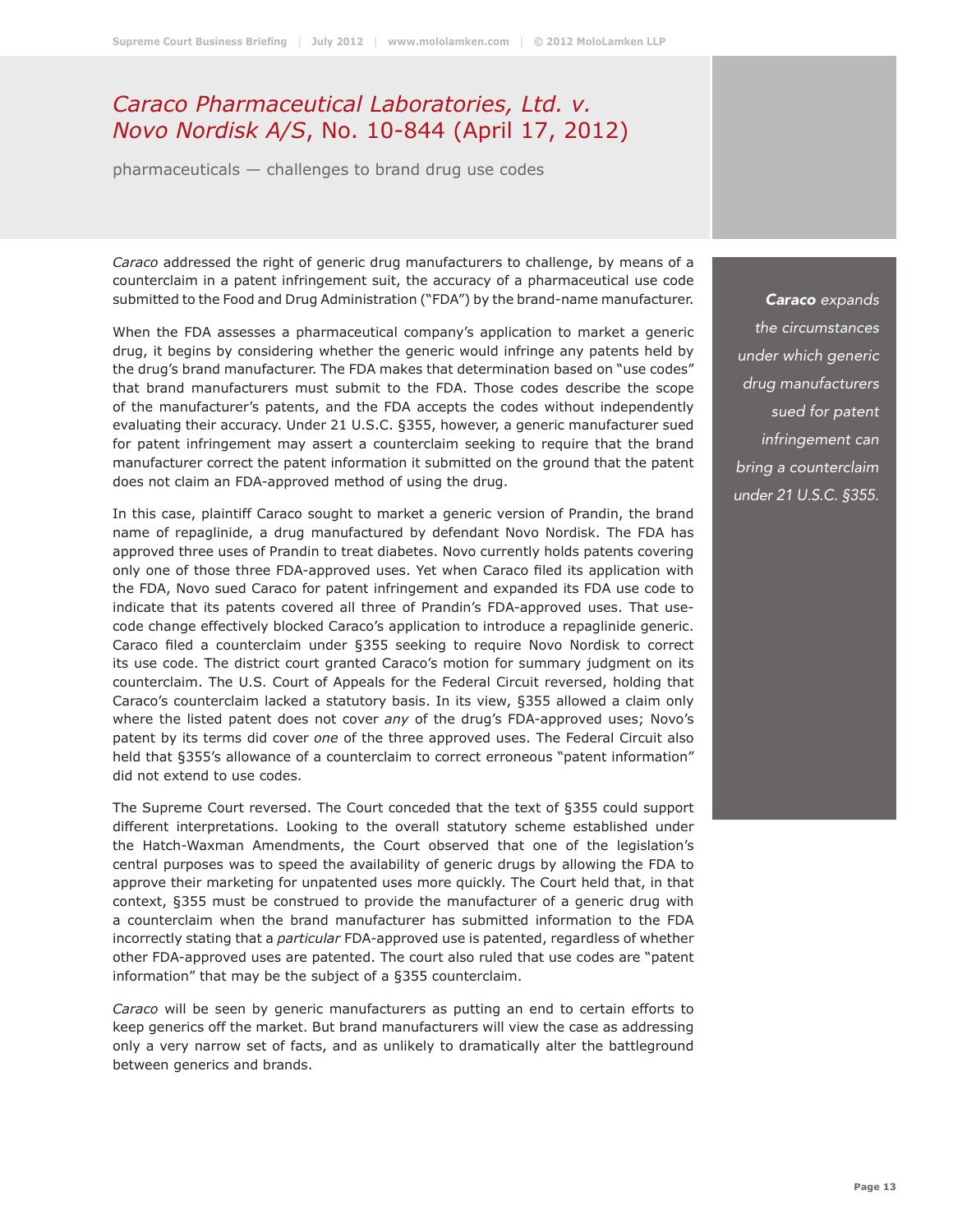# *Caraco Pharmaceutical Laboratories, Ltd. v. Novo Nordisk A/S*, No. 10-844 (April 17, 2012)

pharmaceuticals — challenges to brand drug use codes

*Caraco* addressed the right of generic drug manufacturers to challenge, by means of a counterclaim in a patent infringement suit, the accuracy of a pharmaceutical use code submitted to the Food and Drug Administration ("FDA") by the brand-name manufacturer.

When the FDA assesses a pharmaceutical company's application to market a generic drug, it begins by considering whether the generic would infringe any patents held by the drug's brand manufacturer. The FDA makes that determination based on "use codes" that brand manufacturers must submit to the FDA. Those codes describe the scope of the manufacturer's patents, and the FDA accepts the codes without independently evaluating their accuracy. Under 21 U.S.C. §355, however, a generic manufacturer sued for patent infringement may assert a counterclaim seeking to require that the brand manufacturer correct the patent information it submitted on the ground that the patent does not claim an FDA-approved method of using the drug.

In this case, plaintiff Caraco sought to market a generic version of Prandin, the brand name of repaglinide, a drug manufactured by defendant Novo Nordisk. The FDA has approved three uses of Prandin to treat diabetes. Novo currently holds patents covering only one of those three FDA-approved uses. Yet when Caraco filed its application with the FDA, Novo sued Caraco for patent infringement and expanded its FDA use code to indicate that its patents covered all three of Prandin's FDA-approved uses. That use-code change effectively blocked Caraco's application to introduce a repaglinide generic. Caraco filed a counterclaim under §355 seeking to require Novo Nordisk to correct its use code. The district court granted Caraco's motion for summary judgment on its counterclaim. The U.S. Court of Appeals for the Federal Circuit reversed, holding that Caraco's counterclaim lacked a statutory basis. In its view, §355 allowed a claim only where the listed patent does not cover *any* of the drug's FDA-approved uses; Novo's patent by its terms did cover *one* of the three approved uses. The Federal Circuit also held that §355's allowance of a counterclaim to correct erroneous "patent information" did not extend to use codes.

The Supreme Court reversed. The Court conceded that the text of §355 could support different interpretations. Looking to the overall statutory scheme established under the Hatch-Waxman Amendments, the Court observed that one of the legislation's central purposes was to speed the availability of generic drugs by allowing the FDA to approve their marketing for unpatented uses more quickly. The Court held that, in that context, §355 must be construed to provide the manufacturer of a generic drug with a counterclaim when the brand manufacturer has submitted information to the FDA incorrectly stating that a *particular* FDA-approved use is patented, regardless of whether other FDA-approved uses are patented. The court also ruled that use codes are "patent information" that may be the subject of a §355 counterclaim.

*Caraco* will be seen by generic manufacturers as putting an end to certain efforts to keep generics off the market. But brand manufacturers will view the case as addressing only a very narrow set of facts, and as unlikely to dramatically alter the battleground between generics and brands.

> ***Caraco*** *expands the circumstances under which generic drug manufacturers sued for patent infringement can bring a counterclaim under 21 U.S.C. §355.*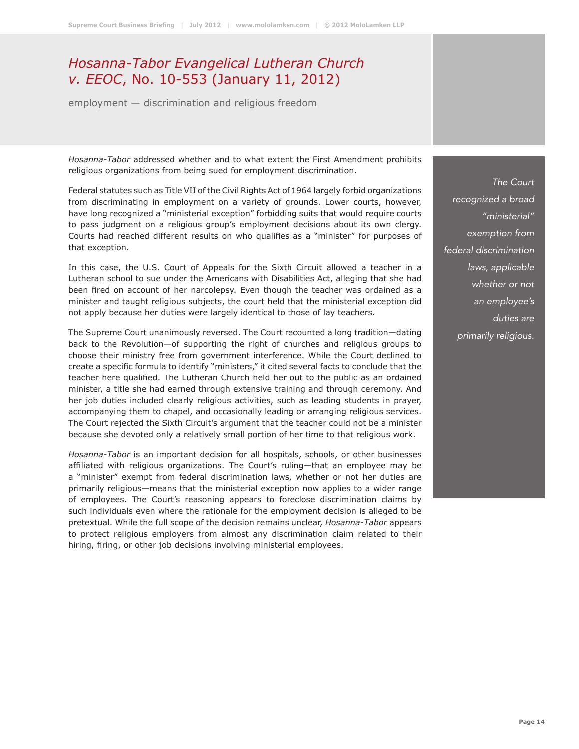# *Hosanna-Tabor Evangelical Lutheran Church v. EEOC*, No. 10-553 (January 11, 2012)

employment — discrimination and religious freedom

*Hosanna-Tabor* addressed whether and to what extent the First Amendment prohibits religious organizations from being sued for employment discrimination.

Federal statutes such as Title VII of the Civil Rights Act of 1964 largely forbid organizations from discriminating in employment on a variety of grounds. Lower courts, however, have long recognized a "ministerial exception" forbidding suits that would require courts to pass judgment on a religious group's employment decisions about its own clergy. Courts had reached different results on who qualifies as a "minister" for purposes of that exception.

In this case, the U.S. Court of Appeals for the Sixth Circuit allowed a teacher in a Lutheran school to sue under the Americans with Disabilities Act, alleging that she had been fired on account of her narcolepsy. Even though the teacher was ordained as a minister and taught religious subjects, the court held that the ministerial exception did not apply because her duties were largely identical to those of lay teachers.

The Supreme Court unanimously reversed. The Court recounted a long tradition—dating back to the Revolution—of supporting the right of churches and religious groups to choose their ministry free from government interference. While the Court declined to create a specific formula to identify "ministers," it cited several facts to conclude that the teacher here qualified. The Lutheran Church held her out to the public as an ordained minister, a title she had earned through extensive training and through ceremony. And her job duties included clearly religious activities, such as leading students in prayer, accompanying them to chapel, and occasionally leading or arranging religious services. The Court rejected the Sixth Circuit's argument that the teacher could not be a minister because she devoted only a relatively small portion of her time to that religious work.

*Hosanna-Tabor* is an important decision for all hospitals, schools, or other businesses affiliated with religious organizations. The Court's ruling—that an employee may be a "minister" exempt from federal discrimination laws, whether or not her duties are primarily religious—means that the ministerial exception now applies to a wider range of employees. The Court's reasoning appears to foreclose discrimination claims by such individuals even where the rationale for the employment decision is alleged to be pretextual. While the full scope of the decision remains unclear, *Hosanna-Tabor* appears to protect religious employers from almost any discrimination claim related to their hiring, firing, or other job decisions involving ministerial employees.

*The Court recognized a broad "ministerial" exemption from federal discrimination laws, applicable whether or not an employee's duties are primarily religious.*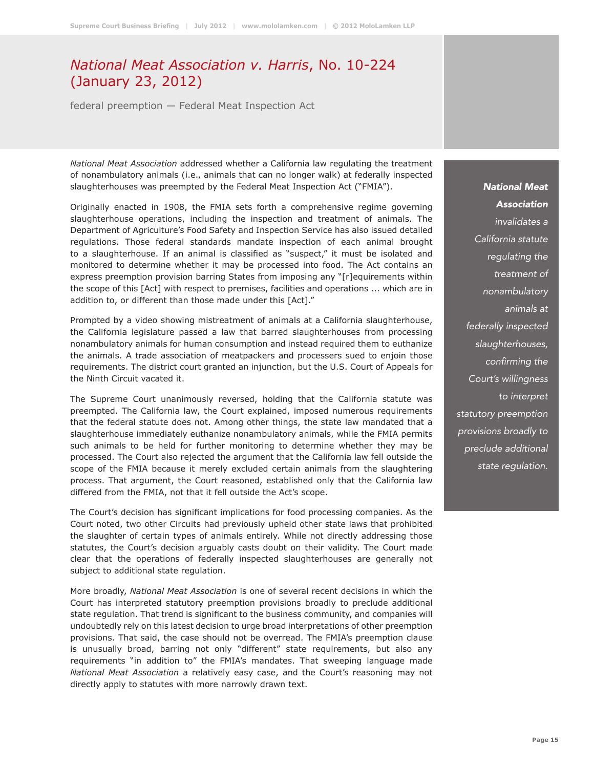# *National Meat Association v. Harris*, No. 10-224 (January 23, 2012)

federal preemption — Federal Meat Inspection Act

*National Meat Association* addressed whether a California law regulating the treatment of nonambulatory animals (i.e., animals that can no longer walk) at federally inspected slaughterhouses was preempted by the Federal Meat Inspection Act ("FMIA").

Originally enacted in 1908, the FMIA sets forth a comprehensive regime governing slaughterhouse operations, including the inspection and treatment of animals. The Department of Agriculture's Food Safety and Inspection Service has also issued detailed regulations. Those federal standards mandate inspection of each animal brought to a slaughterhouse. If an animal is classified as "suspect," it must be isolated and monitored to determine whether it may be processed into food. The Act contains an express preemption provision barring States from imposing any "[r]equirements within the scope of this [Act] with respect to premises, facilities and operations ... which are in addition to, or different than those made under this [Act]."

Prompted by a video showing mistreatment of animals at a California slaughterhouse, the California legislature passed a law that barred slaughterhouses from processing nonambulatory animals for human consumption and instead required them to euthanize the animals. A trade association of meatpackers and processers sued to enjoin those requirements. The district court granted an injunction, but the U.S. Court of Appeals for the Ninth Circuit vacated it.

The Supreme Court unanimously reversed, holding that the California statute was preempted. The California law, the Court explained, imposed numerous requirements that the federal statute does not. Among other things, the state law mandated that a slaughterhouse immediately euthanize nonambulatory animals, while the FMIA permits such animals to be held for further monitoring to determine whether they may be processed. The Court also rejected the argument that the California law fell outside the scope of the FMIA because it merely excluded certain animals from the slaughtering process. That argument, the Court reasoned, established only that the California law differed from the FMIA, not that it fell outside the Act's scope.

The Court's decision has significant implications for food processing companies. As the Court noted, two other Circuits had previously upheld other state laws that prohibited the slaughter of certain types of animals entirely. While not directly addressing those statutes, the Court's decision arguably casts doubt on their validity. The Court made clear that the operations of federally inspected slaughterhouses are generally not subject to additional state regulation.

More broadly, *National Meat Association* is one of several recent decisions in which the Court has interpreted statutory preemption provisions broadly to preclude additional state regulation. That trend is significant to the business community, and companies will undoubtedly rely on this latest decision to urge broad interpretations of other preemption provisions. That said, the case should not be overread. The FMIA's preemption clause is unusually broad, barring not only "different" state requirements, but also any requirements "in addition to" the FMIA's mandates. That sweeping language made *National Meat Association* a relatively easy case, and the Court's reasoning may not directly apply to statutes with more narrowly drawn text.

***National Meat Association*** *invalidates a California statute regulating the treatment of nonambulatory animals at federally inspected slaughterhouses, confirming the Court's willingness to interpret statutory preemption provisions broadly to preclude additional state regulation.*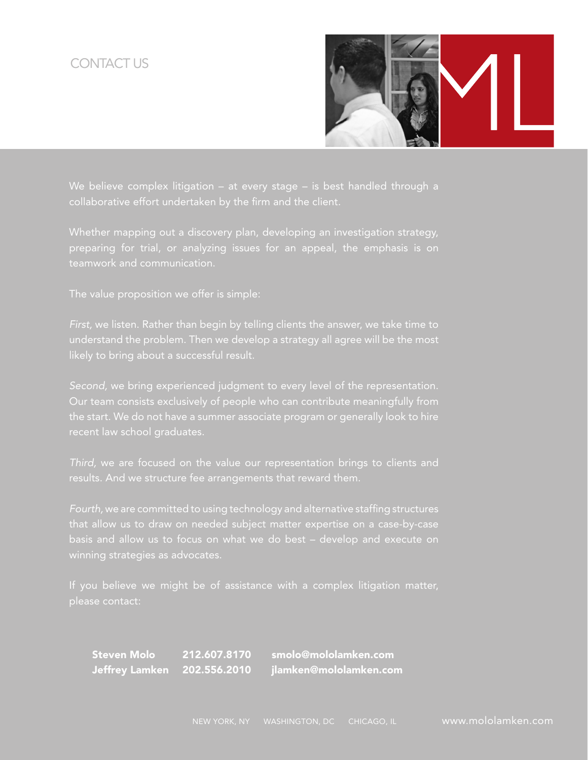# CONTACT US

We believe complex litigation – at every stage – is best handled through a collaborative effort undertaken by the firm and the client.

Whether mapping out a discovery plan, developing an investigation strategy, preparing for trial, or analyzing issues for an appeal, the emphasis is on teamwork and communication.

The value proposition we offer is simple:

*First,* we listen. Rather than begin by telling clients the answer, we take time to understand the problem. Then we develop a strategy all agree will be the most likely to bring about a successful result.

*Second,* we bring experienced judgment to every level of the representation. Our team consists exclusively of people who can contribute meaningfully from the start. We do not have a summer associate program or generally look to hire recent law school graduates.

*Third,* we are focused on the value our representation brings to clients and results. And we structure fee arrangements that reward them.

*Fourth,* we are committed to using technology and alternative staffing structures that allow us to draw on needed subject matter expertise on a case-by-case basis and allow us to focus on what we do best – develop and execute on winning strategies as advocates.

If you believe we might be of assistance with a complex litigation matter, please contact:

| | | |
|---|---|---|
| **Steven Molo** | **212.607.8170** | **smolo@mololamken.com** |
| **Jeffrey Lamken** | **202.556.2010** | **jlamken@mololamken.com** |

NEW YORK, NY WASHINGTON, DC CHICAGO, IL www.mololamken.com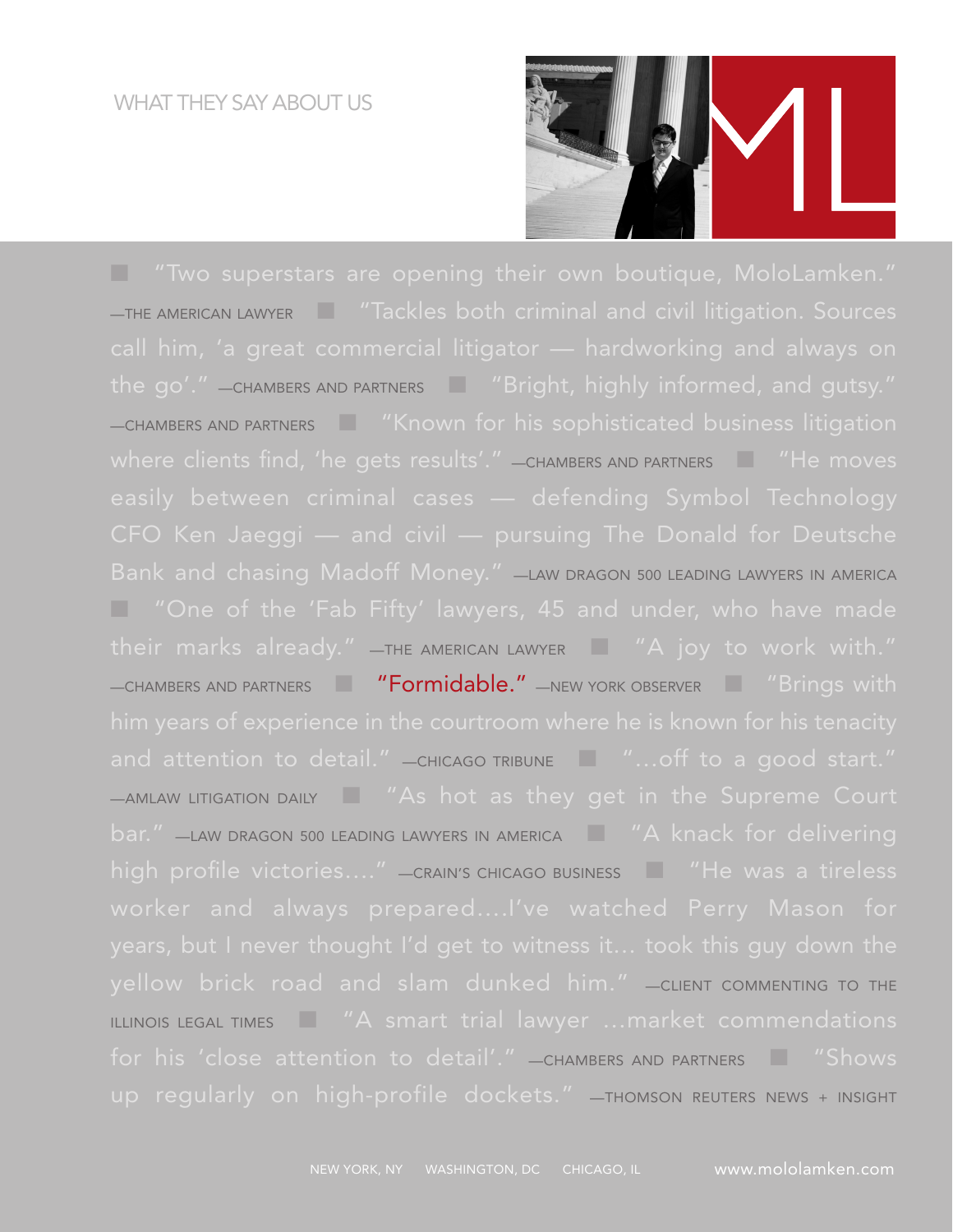## WHAT THEY SAY ABOUT US

■ "Two superstars are opening their own boutique, MoloLamken." —THE AMERICAN LAWYER ■ "Tackles both criminal and civil litigation. Sources call him, 'a great commercial litigator — hardworking and always on the go'." —CHAMBERS AND PARTNERS ■ "Bright, highly informed, and gutsy." —CHAMBERS AND PARTNERS ■ "Known for his sophisticated business litigation where clients find, 'he gets results'." —CHAMBERS AND PARTNERS ■ "He moves easily between criminal cases — defending Symbol Technology CFO Ken Jaeggi — and civil — pursuing The Donald for Deutsche Bank and chasing Madoff Money." —LAW DRAGON 500 LEADING LAWYERS IN AMERICA ■ "One of the 'Fab Fifty' lawyers, 45 and under, who have made their marks already." —THE AMERICAN LAWYER ■ "A joy to work with." —CHAMBERS AND PARTNERS ■ "Formidable." —NEW YORK OBSERVER ■ "Brings with him years of experience in the courtroom where he is known for his tenacity and attention to detail." —CHICAGO TRIBUNE ■ "...off to a good start." —AMLAW LITIGATION DAILY ■ "As hot as they get in the Supreme Court bar." —LAW DRAGON 500 LEADING LAWYERS IN AMERICA ■ "A knack for delivering high profile victories...." —CRAIN'S CHICAGO BUSINESS ■ "He was a tireless worker and always prepared....I've watched Perry Mason for years, but I never thought I'd get to witness it... took this guy down the yellow brick road and slam dunked him." —CLIENT COMMENTING TO THE ILLINOIS LEGAL TIMES ■ "A smart trial lawyer ...market commendations for his 'close attention to detail'." —CHAMBERS AND PARTNERS ■ "Shows up regularly on high-profile dockets." —THOMSON REUTERS NEWS + INSIGHT

NEW YORK, NY WASHINGTON, DC CHICAGO, IL www.mololamken.com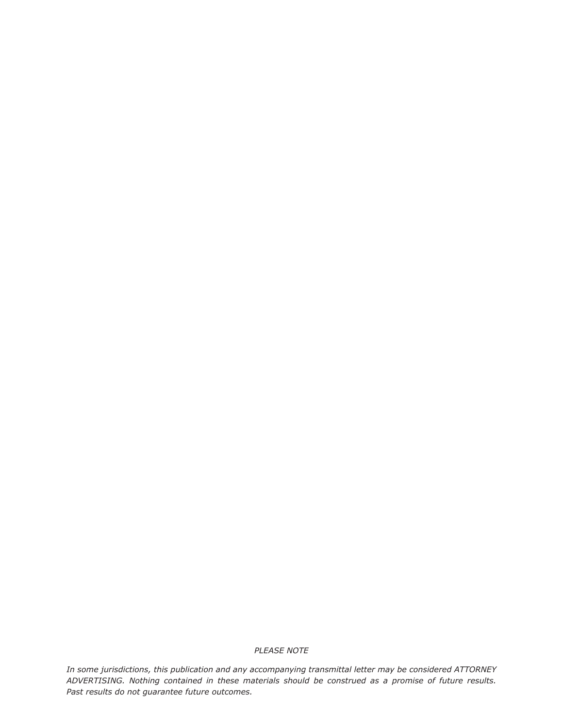*PLEASE NOTE*

*In some jurisdictions, this publication and any accompanying transmittal letter may be considered ATTORNEY ADVERTISING. Nothing contained in these materials should be construed as a promise of future results. Past results do not guarantee future outcomes.*